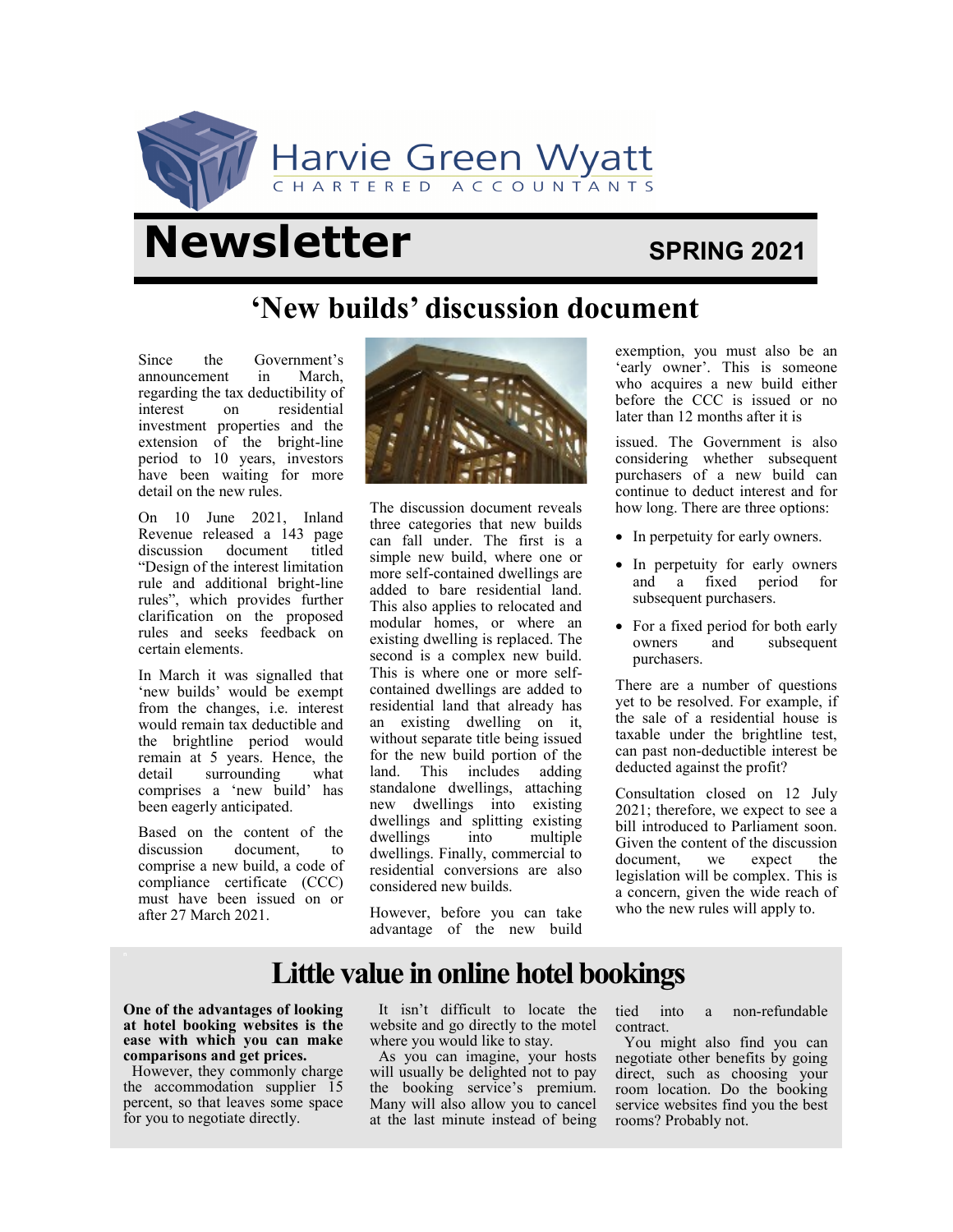Harvie Green Wyatt

CHARTERED ACCOUNTANTS

# Newsletter

**SPRING 2021**

## 'New builds' discussion document

Since the Government's announcement in March, regarding the tax deductibility of interest on residential investment properties and the extension of the bright-line period to 10 years, investors have been waiting for more detail on the new rules.

On 10 June 2021, Inland Revenue released a 143 page discussion document titled "Design of the interest limitation rule and additional bright-line rules", which provides further clarification on the proposed rules and seeks feedback on certain elements.

In March it was signalled that 'new builds' would be exempt from the changes, i.e. interest would remain tax deductible and the brightline period would remain at 5 years. Hence, the detail surrounding what comprises a 'new build' has been eagerly anticipated.

Based on the content of the discussion document, to comprise a new build, a code of compliance certificate (CCC) must have been issued on or after 27 March 2021.

The discussion document reveals three categories that new builds can fall under. The first is a simple new build, where one or more self-contained dwellings are added to bare residential land. This also applies to relocated and modular homes, or where an existing dwelling is replaced. The second is a complex new build. This is where one or more self-contained dwellings are added to residential land that already has an existing dwelling on it, without separate title being issued for the new build portion of the land. This includes adding standalone dwellings, attaching new dwellings into existing dwellings and splitting existing dwellings into multiple dwellings. Finally, commercial to residential conversions are also considered new builds.

However, before you can take advantage of the new build exemption, you must also be an 'early owner'. This is someone who acquires a new build either before the CCC is issued or no later than 12 months after it is issued. The Government is also considering whether subsequent purchasers of a new build can continue to deduct interest and for how long. There are three options:

- In perpetuity for early owners.
- In perpetuity for early owners and a fixed period for subsequent purchasers.
- For a fixed period for both early owners and subsequent purchasers.

There are a number of questions yet to be resolved. For example, if the sale of a residential house is taxable under the brightline test, can past non-deductible interest be deducted against the profit?

Consultation closed on 12 July 2021; therefore, we expect to see a bill introduced to Parliament soon. Given the content of the discussion document, we expect the legislation will be complex. This is a concern, given the wide reach of who the new rules will apply to.

## Little value in online hotel bookings

**One of the advantages of looking at hotel booking websites is the ease with which you can make comparisons and get prices.**

However, they commonly charge the accommodation supplier 15 percent, so that leaves some space for you to negotiate directly.

It isn't difficult to locate the website and go directly to the motel where you would like to stay.

As you can imagine, your hosts will usually be delighted not to pay the booking service's premium. Many will also allow you to cancel at the last minute instead of being tied into a non-refundable contract.

You might also find you can negotiate other benefits by going direct, such as choosing your room location. Do the booking service websites find you the best rooms? Probably not.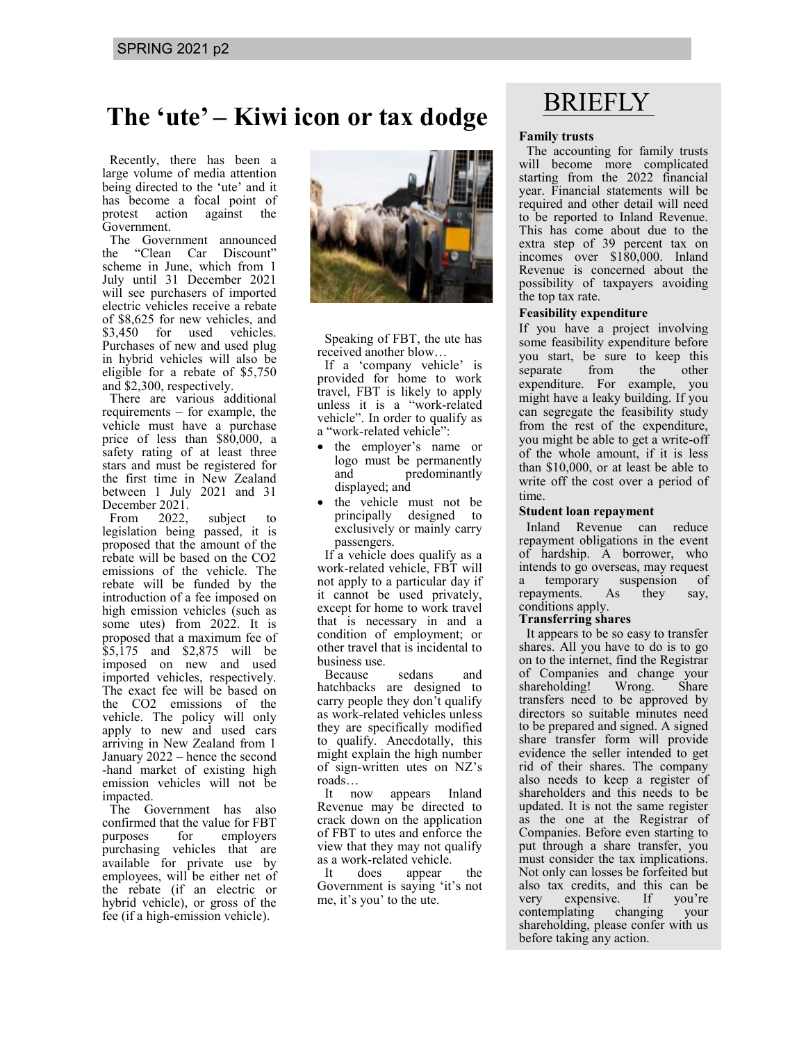# The 'ute' – Kiwi icon or tax dodge

Recently, there has been a large volume of media attention being directed to the 'ute' and it has become a focal point of protest action against the Government.

The Government announced the "Clean Car Discount" scheme in June, which from 1 July until 31 December 2021 will see purchasers of imported electric vehicles receive a rebate of $8,625 for new vehicles, and $3,450 for used vehicles. Purchases of new and used plug in hybrid vehicles will also be eligible for a rebate of $5,750 and $2,300, respectively.

There are various additional requirements – for example, the vehicle must have a purchase price of less than $80,000, a safety rating of at least three stars and must be registered for the first time in New Zealand between 1 July 2021 and 31 December 2021.

From 2022, subject to legislation being passed, it is proposed that the amount of the rebate will be based on the $CO_2$ emissions of the vehicle. The rebate will be funded by the introduction of a fee imposed on high emission vehicles (such as some utes) from 2022. It is proposed that a maximum fee of $5,175 and $2,875 will be imposed on new and used imported vehicles, respectively. The exact fee will be based on the $CO_2$ emissions of the vehicle. The policy will only apply to new and used cars arriving in New Zealand from 1 January 2022 – hence the second-hand market of existing high emission vehicles will not be impacted.

The Government has also confirmed that the value for FBT purposes for employers purchasing vehicles that are available for private use by employees, will be either net of the rebate (if an electric or hybrid vehicle), or gross of the fee (if a high-emission vehicle).

Speaking of FBT, the ute has received another blow…

If a 'company vehicle' is provided for home to work travel, FBT is likely to apply unless it is a "work-related vehicle". In order to qualify as a "work-related vehicle":

- the employer's name or logo must be permanently and predominantly displayed; and
- the vehicle must not be principally designed to exclusively or mainly carry passengers.

If a vehicle does qualify as a work-related vehicle, FBT will not apply to a particular day if it cannot be used privately, except for home to work travel that is necessary in and a condition of employment; or other travel that is incidental to business use.

Because sedans and hatchbacks are designed to carry people they don't qualify as work-related vehicles unless they are specifically modified to qualify. Anecdotally, this might explain the high number of sign-written utes on NZ's roads…

It now appears Inland Revenue may be directed to crack down on the application of FBT to utes and enforce the view that they may not qualify as a work-related vehicle.

It does appear the Government is saying 'it's not me, it's you' to the ute.

## BRIEFLY

### Family trusts

The accounting for family trusts will become more complicated starting from the 2022 financial year. Financial statements will be required and other detail will need to be reported to Inland Revenue. This has come about due to the extra step of 39 percent tax on incomes over $180,000. Inland Revenue is concerned about the possibility of taxpayers avoiding the top tax rate.

### Feasibility expenditure

If you have a project involving some feasibility expenditure before you start, be sure to keep this separate from the other expenditure. For example, you might have a leaky building. If you can segregate the feasibility study from the rest of the expenditure, you might be able to get a write-off of the whole amount, if it is less than $10,000, or at least be able to write off the cost over a period of time.

### Student loan repayment

Inland Revenue can reduce repayment obligations in the event of hardship. A borrower, who intends to go overseas, may request a temporary suspension of repayments. As they say, conditions apply.

### Transferring shares

It appears to be so easy to transfer shares. All you have to do is to go on to the internet, find the Registrar of Companies and change your shareholding! Wrong. Share transfers need to be approved by directors so suitable minutes need to be prepared and signed. A signed share transfer form will provide evidence the seller intended to get rid of their shares. The company also needs to keep a register of shareholders and this needs to be updated. It is not the same register as the one at the Registrar of Companies. Before even starting to put through a share transfer, you must consider the tax implications. Not only can losses be forfeited but also tax credits, and this can be very expensive. If you're contemplating changing your shareholding, please confer with us before taking any action.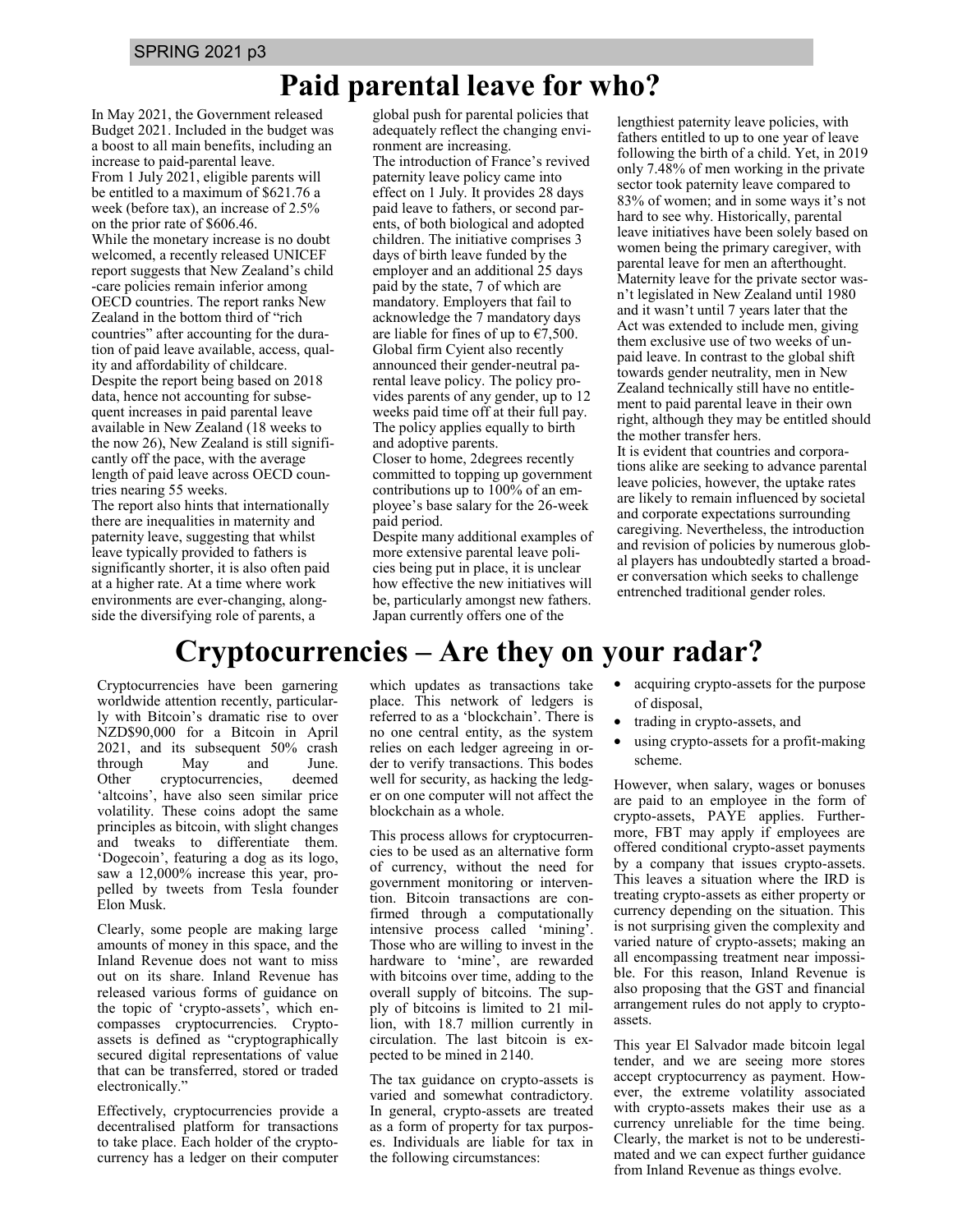# Paid parental leave for who?

In May 2021, the Government released Budget 2021. Included in the budget was a boost to all main benefits, including an increase to paid-parental leave.

From 1 July 2021, eligible parents will be entitled to a maximum of $621.76 a week (before tax), an increase of 2.5% on the prior rate of $606.46.

While the monetary increase is no doubt welcomed, a recently released UNICEF report suggests that New Zealand's child-care policies remain inferior among OECD countries. The report ranks New Zealand in the bottom third of "rich countries" after accounting for the duration of paid leave available, access, quality and affordability of childcare.

Despite the report being based on 2018 data, hence not accounting for subsequent increases in paid parental leave available in New Zealand (18 weeks to the now 26), New Zealand is still significantly off the pace, with the average length of paid leave across OECD countries nearing 55 weeks.

The report also hints that internationally there are inequalities in maternity and paternity leave, suggesting that whilst leave typically provided to fathers is significantly shorter, it is also often paid at a higher rate. At a time where work environments are ever-changing, alongside the diversifying role of parents, a global push for parental policies that adequately reflect the changing environment are increasing.

The introduction of France's revived paternity leave policy came into effect on 1 July. It provides 28 days paid leave to fathers, or second parents, of both biological and adopted children. The initiative comprises 3 days of birth leave funded by the employer and an additional 25 days paid by the state, 7 of which are mandatory. Employers that fail to acknowledge the 7 mandatory days are liable for fines of up to €7,500.

Global firm Cyient also recently announced their gender-neutral parental leave policy. The policy provides parents of any gender, up to 12 weeks paid time off at their full pay. The policy applies equally to birth and adoptive parents.

Closer to home, 2degrees recently committed to topping up government contributions up to 100% of an employee's base salary for the 26-week paid period.

Despite many additional examples of more extensive parental leave policies being put in place, it is unclear how effective the new initiatives will be, particularly amongst new fathers. Japan currently offers one of the lengthiest paternity leave policies, with fathers entitled to up to one year of leave following the birth of a child. Yet, in 2019 only 7.48% of men working in the private sector took paternity leave compared to 83% of women; and in some ways it's not hard to see why. Historically, parental leave initiatives have been solely based on women being the primary caregiver, with parental leave for men an afterthought. Maternity leave for the private sector wasn't legislated in New Zealand until 1980 and it wasn't until 7 years later that the Act was extended to include men, giving them exclusive use of two weeks of unpaid leave. In contrast to the global shift towards gender neutrality, men in New Zealand technically still have no entitlement to paid parental leave in their own right, although they may be entitled should the mother transfer hers.

It is evident that countries and corporations alike are seeking to advance parental leave policies, however, the uptake rates are likely to remain influenced by societal and corporate expectations surrounding caregiving. Nevertheless, the introduction and revision of policies by numerous global players has undoubtedly started a broader conversation which seeks to challenge entrenched traditional gender roles.

# Cryptocurrencies – Are they on your radar?

Cryptocurrencies have been garnering worldwide attention recently, particularly with Bitcoin's dramatic rise to over NZD$90,000 for a Bitcoin in April 2021, and its subsequent 50% crash through May and June. Other cryptocurrencies, deemed 'altcoins', have also seen similar price volatility. These coins adopt the same principles as bitcoin, with slight changes and tweaks to differentiate them. 'Dogecoin', featuring a dog as its logo, saw a 12,000% increase this year, propelled by tweets from Tesla founder Elon Musk.

Clearly, some people are making large amounts of money in this space, and the Inland Revenue does not want to miss out on its share. Inland Revenue has released various forms of guidance on the topic of 'crypto-assets', which encompasses cryptocurrencies. Crypto-assets is defined as "cryptographically secured digital representations of value that can be transferred, stored or traded electronically."

Effectively, cryptocurrencies provide a decentralised platform for transactions to take place. Each holder of the cryptocurrency has a ledger on their computer which updates as transactions take place. This network of ledgers is referred to as a 'blockchain'. There is no one central entity, as the system relies on each ledger agreeing in order to verify transactions. This bodes well for security, as hacking the ledger on one computer will not affect the blockchain as a whole.

This process allows for cryptocurrencies to be used as an alternative form of currency, without the need for government monitoring or intervention. Bitcoin transactions are confirmed through a computationally intensive process called 'mining'. Those who are willing to invest in the hardware to 'mine', are rewarded with bitcoins over time, adding to the overall supply of bitcoins. The supply of bitcoins is limited to 21 million, with 18.7 million currently in circulation. The last bitcoin is expected to be mined in 2140.

The tax guidance on crypto-assets is varied and somewhat contradictory. In general, crypto-assets are treated as a form of property for tax purposes. Individuals are liable for tax in the following circumstances:

- acquiring crypto-assets for the purpose of disposal,
- trading in crypto-assets, and
- using crypto-assets for a profit-making scheme.

However, when salary, wages or bonuses are paid to an employee in the form of crypto-assets, PAYE applies. Furthermore, FBT may apply if employees are offered conditional crypto-asset payments by a company that issues crypto-assets. This leaves a situation where the IRD is treating crypto-assets as either property or currency depending on the situation. This is not surprising given the complexity and varied nature of crypto-assets; making an all encompassing treatment near impossible. For this reason, Inland Revenue is also proposing that the GST and financial arrangement rules do not apply to crypto-assets.

This year El Salvador made bitcoin legal tender, and we are seeing more stores accept cryptocurrency as payment. However, the extreme volatility associated with crypto-assets makes their use as a currency unreliable for the time being. Clearly, the market is not to be underestimated and we can expect further guidance from Inland Revenue as things evolve.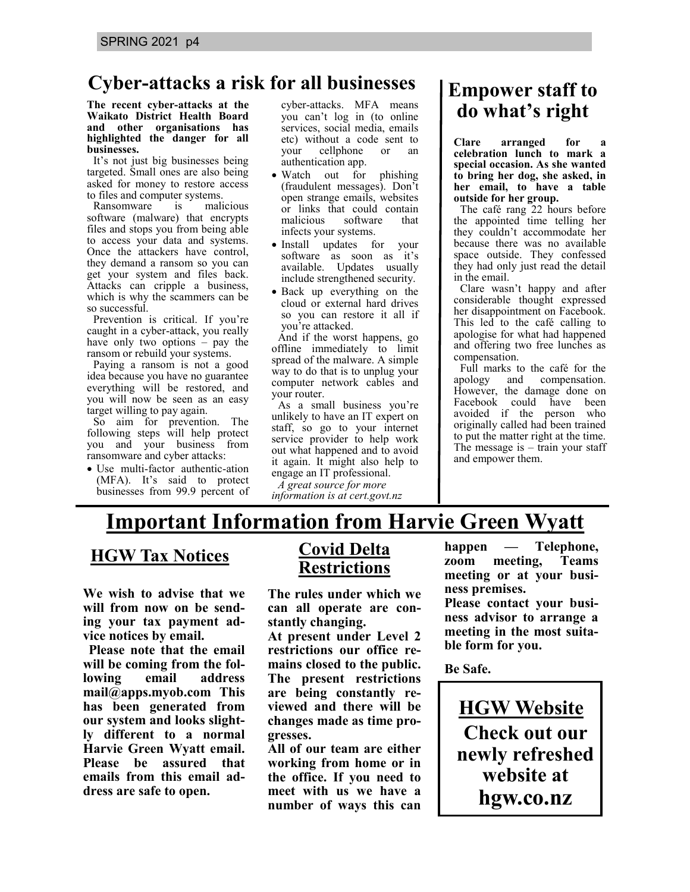# Cyber-attacks a risk for all businesses

**The recent cyber-attacks at the Waikato District Health Board and other organisations has highlighted the danger for all businesses.**

It's not just big businesses being targeted. Small ones are also being asked for money to restore access to files and computer systems.

Ransomware is malicious software (malware) that encrypts files and stops you from being able to access your data and systems. Once the attackers have control, they demand a ransom so you can get your system and files back. Attacks can cripple a business, which is why the scammers can be so successful.

Prevention is critical. If you're caught in a cyber-attack, you really have only two options – pay the ransom or rebuild your systems.

Paying a ransom is not a good idea because you have no guarantee everything will be restored, and you will now be seen as an easy target willing to pay again.

So aim for prevention. The following steps will help protect you and your business from ransomware and cyber attacks:

- Use multi-factor authentic-ation (MFA). It's said to protect businesses from 99.9 percent of cyber-attacks. MFA means you can't log in (to online services, social media, emails etc) without a code sent to your cellphone or an authentication app.
- Watch out for phishing (fraudulent messages). Don't open strange emails, websites or links that could contain malicious software that infects your systems.
- Install updates for your software as soon as it's available. Updates usually include strengthened security.
- Back up everything on the cloud or external hard drives so you can restore it all if you're attacked.

And if the worst happens, go offline immediately to limit spread of the malware. A simple way to do that is to unplug your computer network cables and your router.

As a small business you're unlikely to have an IT expert on staff, so go to your internet service provider to help work out what happened and to avoid it again. It might also help to engage an IT professional.

*A great source for more information is at cert.govt.nz*

# Empower staff to do what's right

**Clare arranged for a celebration lunch to mark a special occasion. As she wanted to bring her dog, she asked, in her email, to have a table outside for her group.**

The café rang 22 hours before the appointed time telling her they couldn't accommodate her because there was no available space outside. They confessed they had only just read the detail in the email.

Clare wasn't happy and after considerable thought expressed her disappointment on Facebook. This led to the café calling to apologise for what had happened and offering two free lunches as compensation.

Full marks to the café for the apology and compensation. However, the damage done on Facebook could have been avoided if the person who originally called had been trained to put the matter right at the time. The message is – train your staff and empower them.

# Important Information from Harvie Green Wyatt

## HGW Tax Notices

**We wish to advise that we will from now on be sending your tax payment advice notices by email.**

**Please note that the email will be coming from the following email address mail@apps.myob.com This has been generated from our system and looks slightly different to a normal Harvie Green Wyatt email. Please be assured that emails from this email address are safe to open.**

## Covid Delta Restrictions

**The rules under which we can all operate are constantly changing.**

**At present under Level 2 restrictions our office remains closed to the public. The present restrictions are being constantly reviewed and there will be changes made as time progresses.**

**All of our team are either working from home or in the office. If you need to meet with us we have a number of ways this can happen — Telephone, zoom meeting, Teams meeting or at your business premises.**

**Please contact your business advisor to arrange a meeting in the most suitable form for you.**

**Be Safe.**

## HGW Website

**Check out our newly refreshed website at hgw.co.nz**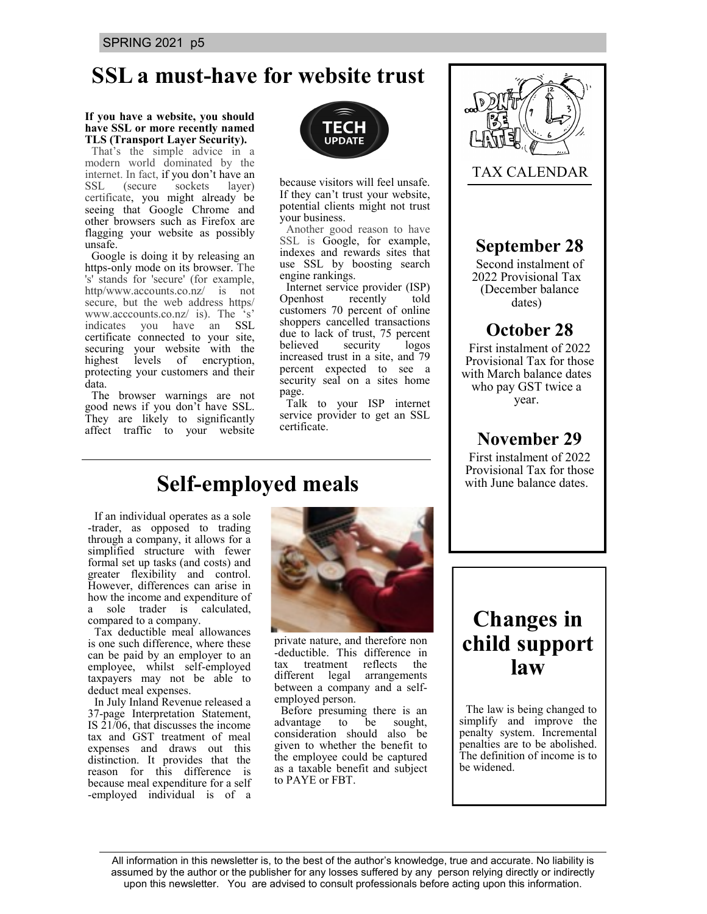# SSL a must-have for website trust

**If you have a website, you should have SSL or more recently named TLS (Transport Layer Security).**

That's the simple advice in a modern world dominated by the internet. In fact, if you don't have an SSL (secure sockets layer) certificate, you might already be seeing that Google Chrome and other browsers such as Firefox are flagging your website as possibly unsafe.

Google is doing it by releasing an https-only mode on its browser. The 's' stands for 'secure' (for example, http/www.accounts.co.nz/ is not secure, but the web address https/ www.acccounts.co.nz/ is). The 's' indicates you have an SSL certificate connected to your site, securing your website with the highest levels of encryption, protecting your customers and their data.

The browser warnings are not good news if you don't have SSL. They are likely to significantly affect traffic to your website because visitors will feel unsafe. If they can't trust your website, potential clients might not trust your business.

Another good reason to have SSL is Google, for example, indexes and rewards sites that use SSL by boosting search engine rankings.

Internet service provider (ISP) Openhost recently told customers 70 percent of online shoppers cancelled transactions due to lack of trust, 75 percent believed security logos increased trust in a site, and 79 percent expected to see a security seal on a sites home page.

Talk to your ISP internet service provider to get an SSL certificate.

# Self-employed meals

If an individual operates as a sole -trader, as opposed to trading through a company, it allows for a simplified structure with fewer formal set up tasks (and costs) and greater flexibility and control. However, differences can arise in how the income and expenditure of a sole trader is calculated, compared to a company.

Tax deductible meal allowances is one such difference, where these can be paid by an employer to an employee, whilst self-employed taxpayers may not be able to deduct meal expenses.

In July Inland Revenue released a 37-page Interpretation Statement, IS 21/06, that discusses the income tax and GST treatment of meal expenses and draws out this distinction. It provides that the reason for this difference is because meal expenditure for a self -employed individual is of a private nature, and therefore non -deductible. This difference in tax treatment reflects the different legal arrangements between a company and a self-employed person.

Before presuming there is an advantage to be sought, consideration should also be given to whether the benefit to the employee could be captured as a taxable benefit and subject to PAYE or FBT.

## TAX CALENDAR

### September 28

Second instalment of 2022 Provisional Tax (December balance dates)

### October 28

First instalment of 2022 Provisional Tax for those with March balance dates who pay GST twice a year.

### November 29

First instalment of 2022 Provisional Tax for those with June balance dates.

# Changes in child support law

The law is being changed to simplify and improve the penalty system. Incremental penalties are to be abolished. The definition of income is to be widened.

All information in this newsletter is, to the best of the author's knowledge, true and accurate. No liability is assumed by the author or the publisher for any losses suffered by any person relying directly or indirectly upon this newsletter. You are advised to consult professionals before acting upon this information.